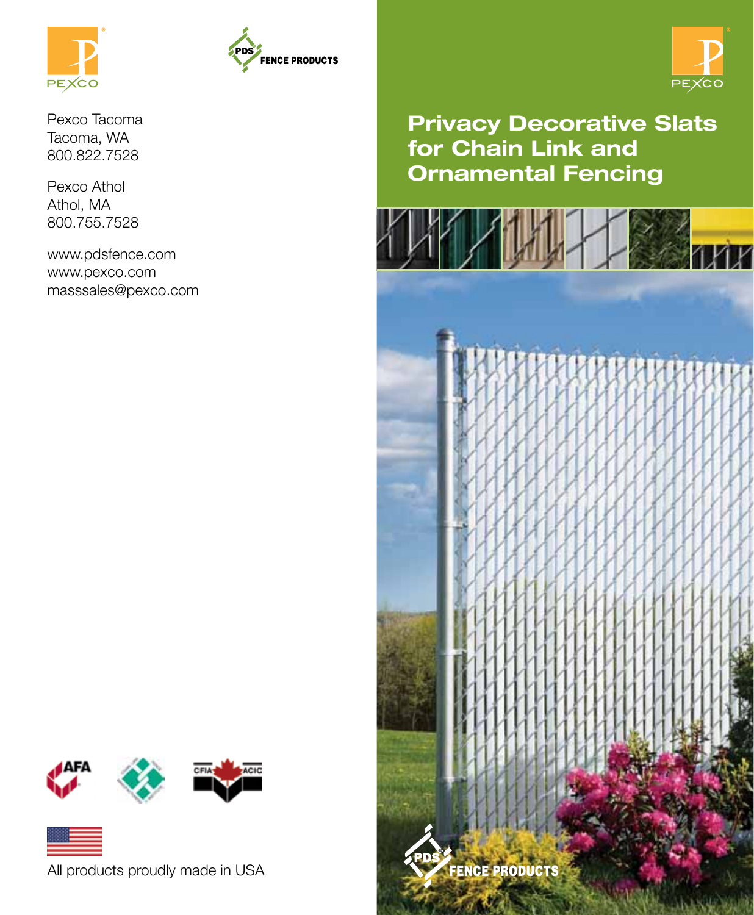# Privacy Decorative Slats for Chain Link and Ornamental Fencing

PEXCO

PDS FENCE PRODUCTS

Pexco Tacoma
Tacoma, WA
800.822.7528

Pexco Athol
Athol, MA
800.755.7528

www.pdsfence.com
www.pexco.com
masssales@pexco.com

All products proudly made in USA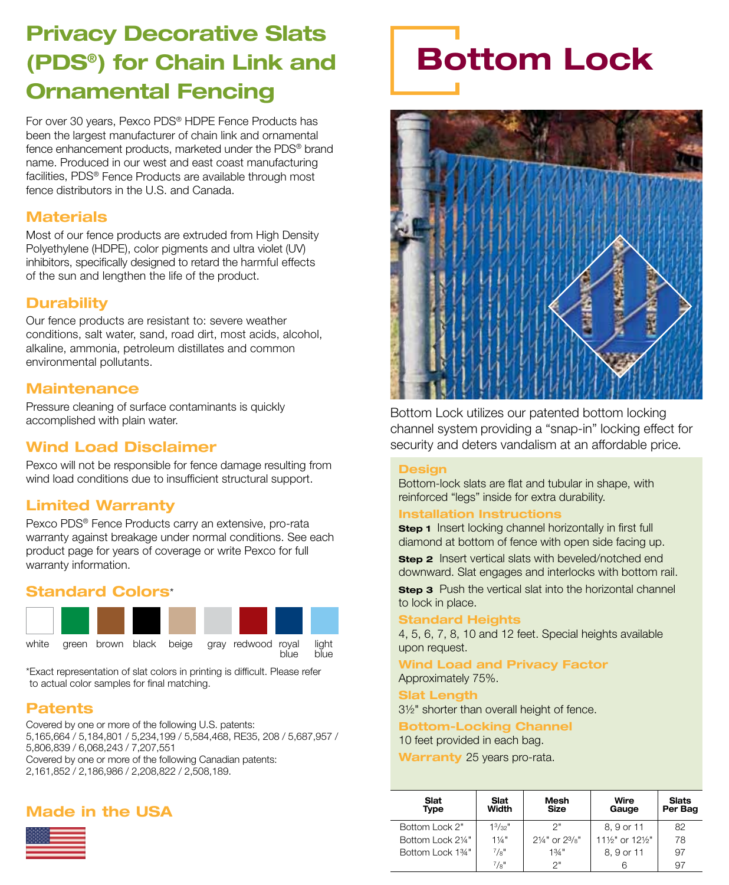# Privacy Decorative Slats (PDS®) for Chain Link and Ornamental Fencing

For over 30 years, Pexco PDS® HDPE Fence Products has been the largest manufacturer of chain link and ornamental fence enhancement products, marketed under the PDS® brand name. Produced in our west and east coast manufacturing facilities, PDS® Fence Products are available through most fence distributors in the U.S. and Canada.

## Materials

Most of our fence products are extruded from High Density Polyethylene (HDPE), color pigments and ultra violet (UV) inhibitors, specifically designed to retard the harmful effects of the sun and lengthen the life of the product.

## Durability

Our fence products are resistant to: severe weather conditions, salt water, sand, road dirt, most acids, alcohol, alkaline, ammonia, petroleum distillates and common environmental pollutants.

## Maintenance

Pressure cleaning of surface contaminants is quickly accomplished with plain water.

## Wind Load Disclaimer

Pexco will not be responsible for fence damage resulting from wind load conditions due to insufficient structural support.

## Limited Warranty

Pexco PDS® Fence Products carry an extensive, pro-rata warranty against breakage under normal conditions. See each product page for years of coverage or write Pexco for full warranty information.

## Standard Colors*

white, green, brown, black, beige, gray, redwood, royal blue, light blue

*Exact representation of slat colors in printing is difficult. Please refer to actual color samples for final matching.

## Patents

Covered by one or more of the following U.S. patents:
5,165,664 / 5,184,801 / 5,234,199 / 5,584,468, RE35, 208 / 5,687,957 / 5,806,839 / 6,068,243 / 7,207,551
Covered by one or more of the following Canadian patents:
2,161,852 / 2,186,986 / 2,208,822 / 2,508,189.

## Made in the USA

# Bottom Lock

Bottom Lock utilizes our patented bottom locking channel system providing a "snap-in" locking effect for security and deters vandalism at an affordable price.

### Design

Bottom-lock slats are flat and tubular in shape, with reinforced "legs" inside for extra durability.

### Installation Instructions

**Step 1** Insert locking channel horizontally in first full diamond at bottom of fence with open side facing up.

**Step 2** Insert vertical slats with beveled/notched end downward. Slat engages and interlocks with bottom rail.

**Step 3** Push the vertical slat into the horizontal channel to lock in place.

### Standard Heights

4, 5, 6, 7, 8, 10 and 12 feet. Special heights available upon request.

### Wind Load and Privacy Factor

Approximately 75%.

### Slat Length

3½" shorter than overall height of fence.

### Bottom-Locking Channel

10 feet provided in each bag.

**Warranty** 25 years pro-rata.

| Slat Type | Slat Width | Mesh Size | Wire Gauge | Slats Per Bag |
|---|---|---|---|---|
| Bottom Lock 2" | 1³⁄₃₂" | 2" | 8, 9 or 11 | 82 |
| Bottom Lock 2¼" | 1¼" | 2¼" or 2³⁄₈" | 11½" or 12½" | 78 |
| Bottom Lock 1¾" | ⁷⁄₈" | 1¾" | 8, 9 or 11 | 97 |
| | ⁷⁄₈" | 2" | 6 | 97 |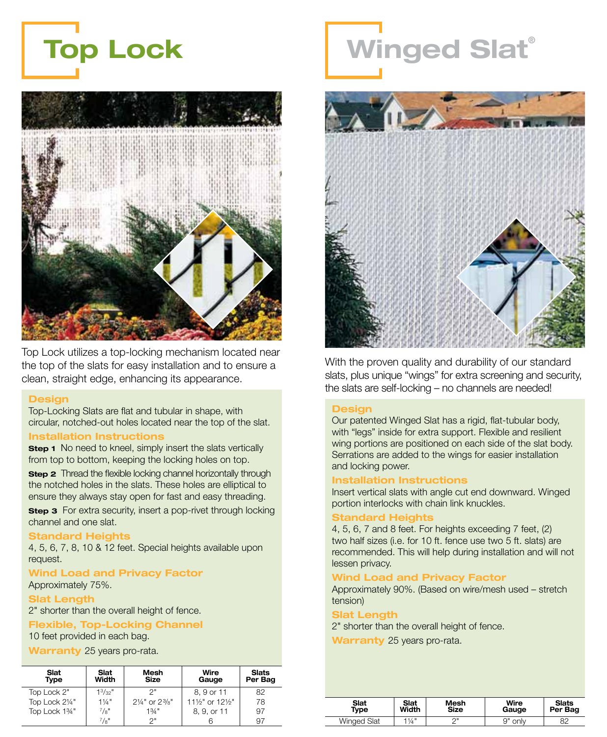# Top Lock

Top Lock utilizes a top-locking mechanism located near the top of the slats for easy installation and to ensure a clean, straight edge, enhancing its appearance.

### Design

Top-Locking Slats are flat and tubular in shape, with circular, notched-out holes located near the top of the slat.

### Installation Instructions

**Step 1** No need to kneel, simply insert the slats vertically from top to bottom, keeping the locking holes on top.

**Step 2** Thread the flexible locking channel horizontally through the notched holes in the slats. These holes are elliptical to ensure they always stay open for fast and easy threading.

**Step 3** For extra security, insert a pop-rivet through locking channel and one slat.

### Standard Heights

4, 5, 6, 7, 8, 10 & 12 feet. Special heights available upon request.

### Wind Load and Privacy Factor

Approximately 75%.

### Slat Length

2" shorter than the overall height of fence.

### Flexible, Top-Locking Channel

10 feet provided in each bag.

**Warranty** 25 years pro-rata.

| Slat Type | Slat Width | Mesh Size | Wire Gauge | Slats Per Bag |
|---|---|---|---|---|
| Top Lock 2" | 1³⁄₃₂" | 2" | 8, 9 or 11 | 82 |
| Top Lock 2¼" | 1¼" | 2¼" or 2⅜" | 11½" or 12½" | 78 |
| Top Lock 1¾" | ⅞" | 1¾" | 8, 9, or 11 | 97 |
| | ⅞" | 2" | 6 | 97 |

# Winged Slat®

With the proven quality and durability of our standard slats, plus unique "wings" for extra screening and security, the slats are self-locking – no channels are needed!

### Design

Our patented Winged Slat has a rigid, flat-tubular body, with "legs" inside for extra support. Flexible and resilient wing portions are positioned on each side of the slat body. Serrations are added to the wings for easier installation and locking power.

### Installation Instructions

Insert vertical slats with angle cut end downward. Winged portion interlocks with chain link knuckles.

### Standard Heights

4, 5, 6, 7 and 8 feet. For heights exceeding 7 feet, (2) two half sizes (i.e. for 10 ft. fence use two 5 ft. slats) are recommended. This will help during installation and will not lessen privacy.

### Wind Load and Privacy Factor

Approximately 90%. (Based on wire/mesh used – stretch tension)

### Slat Length

2" shorter than the overall height of fence.

**Warranty** 25 years pro-rata.

| Slat Type | Slat Width | Mesh Size | Wire Gauge | Slats Per Bag |
|---|---|---|---|---|
| Winged Slat | 1¼" | 2" | 9" only | 82 |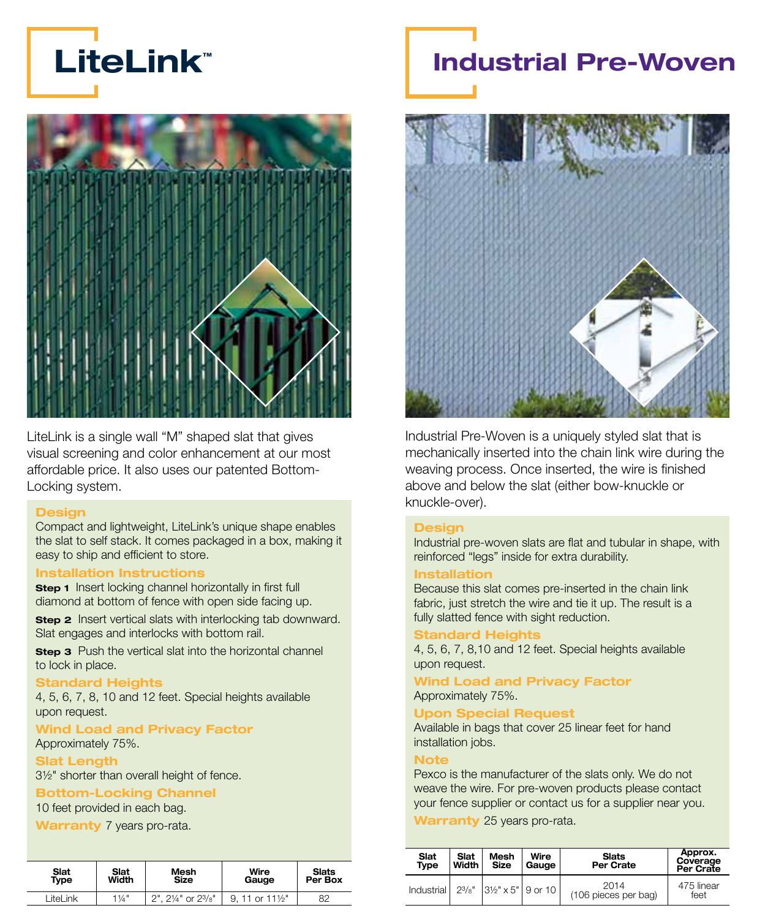# LiteLink™

LiteLink is a single wall "M" shaped slat that gives visual screening and color enhancement at our most affordable price. It also uses our patented Bottom-Locking system.

### Design

Compact and lightweight, LiteLink's unique shape enables the slat to self stack. It comes packaged in a box, making it easy to ship and efficient to store.

### Installation Instructions

**Step 1** Insert locking channel horizontally in first full diamond at bottom of fence with open side facing up.

**Step 2** Insert vertical slats with interlocking tab downward. Slat engages and interlocks with bottom rail.

**Step 3** Push the vertical slat into the horizontal channel to lock in place.

### Standard Heights

4, 5, 6, 7, 8, 10 and 12 feet. Special heights available upon request.

### Wind Load and Privacy Factor

Approximately 75%.

### Slat Length

3½" shorter than overall height of fence.

### Bottom-Locking Channel

10 feet provided in each bag.

**Warranty** 7 years pro-rata.

| Slat Type | Slat Width | Mesh Size | Wire Gauge | Slats Per Box |
|---|---|---|---|---|
| LiteLink | 1¼" | 2", 2¼" or 2⅜" | 9, 11 or 11½" | 82 |

# Industrial Pre-Woven

Industrial Pre-Woven is a uniquely styled slat that is mechanically inserted into the chain link wire during the weaving process. Once inserted, the wire is finished above and below the slat (either bow-knuckle or knuckle-over).

### Design

Industrial pre-woven slats are flat and tubular in shape, with reinforced "legs" inside for extra durability.

### Installation

Because this slat comes pre-inserted in the chain link fabric, just stretch the wire and tie it up. The result is a fully slatted fence with sight reduction.

### Standard Heights

4, 5, 6, 7, 8,10 and 12 feet. Special heights available upon request.

### Wind Load and Privacy Factor

Approximately 75%.

### Upon Special Request

Available in bags that cover 25 linear feet for hand installation jobs.

### Note

Pexco is the manufacturer of the slats only. We do not weave the wire. For pre-woven products please contact your fence supplier or contact us for a supplier near you.

**Warranty** 25 years pro-rata.

| Slat Type | Slat Width | Mesh Size | Wire Gauge | Slats Per Crate | Approx. Coverage Per Crate |
|---|---|---|---|---|---|
| Industrial | 2⅜" | 3½" x 5" | 9 or 10 | 2014 (106 pieces per bag) | 475 linear feet |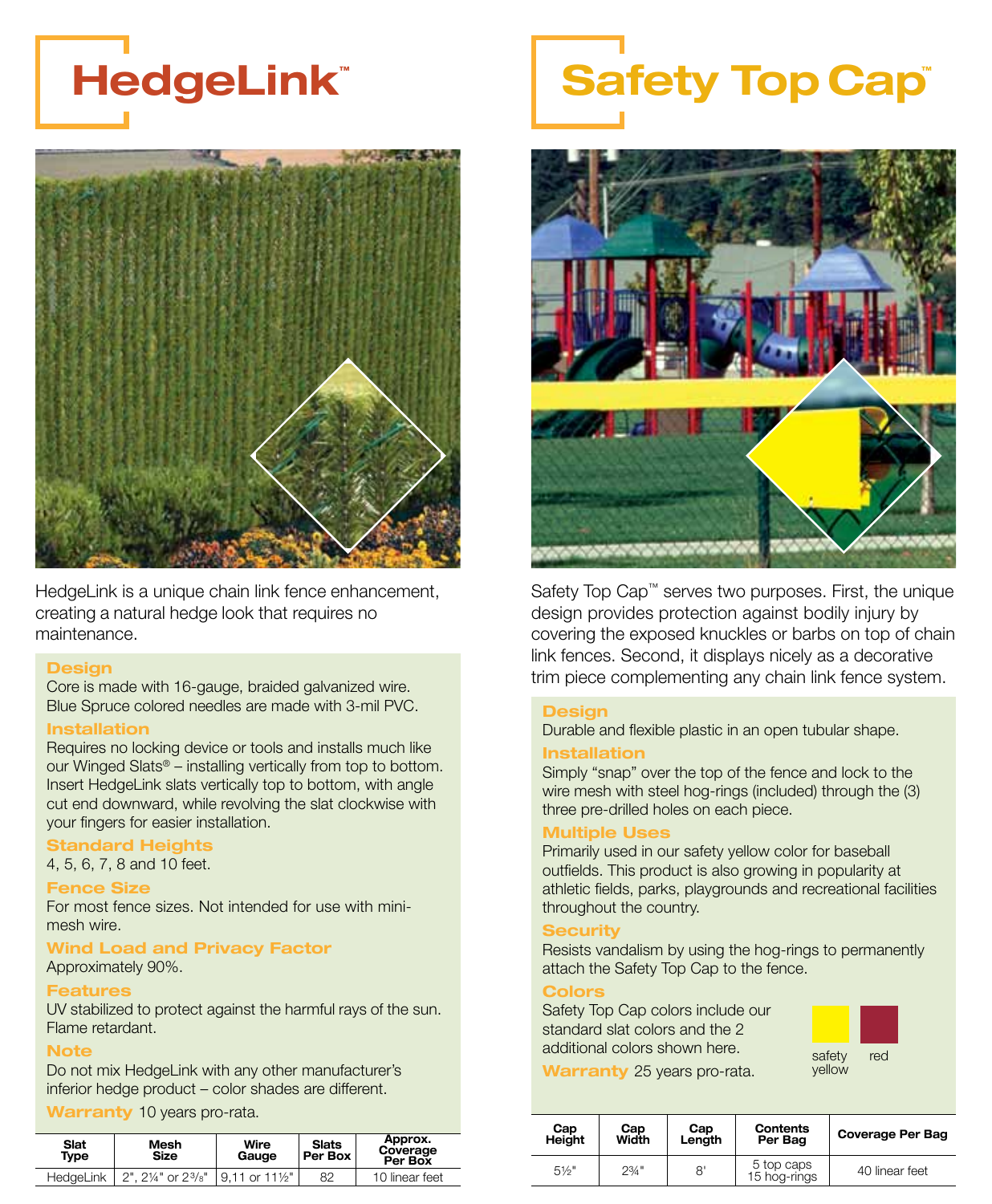# HedgeLink™

HedgeLink is a unique chain link fence enhancement, creating a natural hedge look that requires no maintenance.

### Design

Core is made with 16-gauge, braided galvanized wire. Blue Spruce colored needles are made with 3-mil PVC.

### Installation

Requires no locking device or tools and installs much like our Winged Slats® – installing vertically from top to bottom. Insert HedgeLink slats vertically top to bottom, with angle cut end downward, while revolving the slat clockwise with your fingers for easier installation.

### Standard Heights

4, 5, 6, 7, 8 and 10 feet.

### Fence Size

For most fence sizes. Not intended for use with mini-mesh wire.

### Wind Load and Privacy Factor

Approximately 90%.

### Features

UV stabilized to protect against the harmful rays of the sun. Flame retardant.

### Note

Do not mix HedgeLink with any other manufacturer's inferior hedge product – color shades are different.

**Warranty** 10 years pro-rata.

| Slat Type | Mesh Size | Wire Gauge | Slats Per Box | Approx. Coverage Per Box |
|---|---|---|---|---|
| HedgeLink | 2", 2¼" or 2⅜" | 9,11 or 11½" | 82 | 10 linear feet |

# Safety Top Cap™

Safety Top Cap™ serves two purposes. First, the unique design provides protection against bodily injury by covering the exposed knuckles or barbs on top of chain link fences. Second, it displays nicely as a decorative trim piece complementing any chain link fence system.

### Design

Durable and flexible plastic in an open tubular shape.

### Installation

Simply "snap" over the top of the fence and lock to the wire mesh with steel hog-rings (included) through the (3) three pre-drilled holes on each piece.

### Multiple Uses

Primarily used in our safety yellow color for baseball outfields. This product is also growing in popularity at athletic fields, parks, playgrounds and recreational facilities throughout the country.

### Security

Resists vandalism by using the hog-rings to permanently attach the Safety Top Cap to the fence.

### Colors

Safety Top Cap colors include our standard slat colors and the 2 additional colors shown here.

safety yellow | red

**Warranty** 25 years pro-rata.

| Cap Height | Cap Width | Cap Length | Contents Per Bag | Coverage Per Bag |
|---|---|---|---|---|
| 5½" | 2¾" | 8' | 5 top caps 15 hog-rings | 40 linear feet |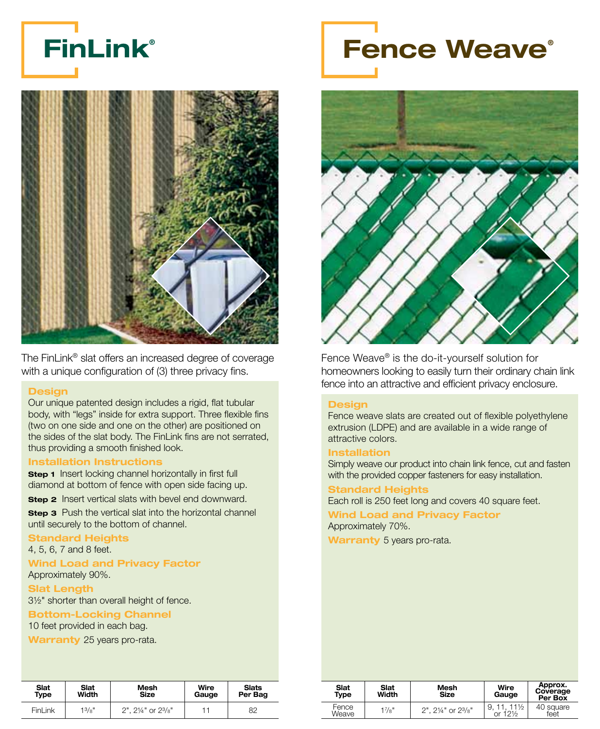# FinLink®

The FinLink® slat offers an increased degree of coverage with a unique configuration of (3) three privacy fins.

### Design

Our unique patented design includes a rigid, flat tubular body, with "legs" inside for extra support. Three flexible fins (two on one side and one on the other) are positioned on the sides of the slat body. The FinLink fins are not serrated, thus providing a smooth finished look.

### Installation Instructions

**Step 1** Insert locking channel horizontally in first full diamond at bottom of fence with open side facing up.

**Step 2** Insert vertical slats with bevel end downward.

**Step 3** Push the vertical slat into the horizontal channel until securely to the bottom of channel.

### Standard Heights

4, 5, 6, 7 and 8 feet.

### Wind Load and Privacy Factor

Approximately 90%.

### Slat Length

3½" shorter than overall height of fence.

### Bottom-Locking Channel

10 feet provided in each bag.

**Warranty** 25 years pro-rata.

| Slat Type | Slat Width | Mesh Size | Wire Gauge | Slats Per Bag |
|---|---|---|---|---|
| FinLink | 1⅜" | 2", 2¼" or 2⅜" | 11 | 82 |

# Fence Weave®

Fence Weave® is the do-it-yourself solution for homeowners looking to easily turn their ordinary chain link fence into an attractive and efficient privacy enclosure.

### Design

Fence weave slats are created out of flexible polyethylene extrusion (LDPE) and are available in a wide range of attractive colors.

### Installation

Simply weave our product into chain link fence, cut and fasten with the provided copper fasteners for easy installation.

### Standard Heights

Each roll is 250 feet long and covers 40 square feet.

### Wind Load and Privacy Factor

Approximately 70%.

**Warranty** 5 years pro-rata.

| Slat Type | Slat Width | Mesh Size | Wire Gauge | Approx. Coverage Per Box |
|---|---|---|---|---|
| Fence Weave | 1⅞" | 2", 2¼" or 2⅜" | 9, 11, 11½ or 12½ | 40 square feet |